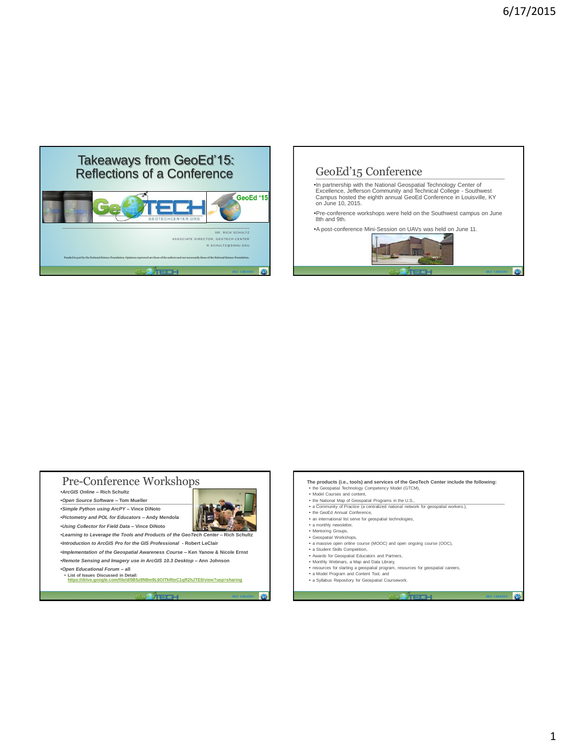# Takeaways from GeoEd'15: Reflections of a Conference

GeoTECH

GEOTECHCENTER.ORG

GeoEd '15

DR. RICH SCHULTZ

ASSOCIATE DIRECTOR, GEOTECH CENTER

R.SCHULTZ@SNHU.EDU

Funded in part by the National Science Foundation. Opinions expressed are those of the authors and not necessarily those of the National Science Foundation.

## GeoEd'15 Conference

- In partnership with the National Geospatial Technology Center of Excellence, Jefferson Community and Technical College - Southwest Campus hosted the eighth annual GeoEd Conference in Louisville, KY on June 10, 2015.
- Pre-conference workshops were held on the Southwest campus on June 8th and 9th.
- A post-conference Mini-Session on UAVs was held on June 11.

## Pre-Conference Workshops

- *ArcGIS Online* – **Rich Schultz**
- *Open Source Software* – **Tom Mueller**
- *Simple Python using ArcPY* – **Vince DiNoto**
- *Pictometry and POL for Educators* – **Andy Mendola**
- *Using Collector for Field Data* – **Vince DiNoto**
- *Learning to Leverage the Tools and Products of the GeoTech Center* – **Rich Schultz**
- *Introduction to ArcGIS Pro for the GIS Professional* - **Robert LeClair**
- *Implementation of the Geospatial Awareness Course* – **Ken Yanow & Nicole Ernst**
- *Remote Sensing and Imagery use in ArcGIS 10.3 Desktop* – **Ann Johnson**
- *Open Educational Forum* – **all**
  - **List of Issues Discussed in Detail:** https://drive.google.com/file/d/0B5z9N8m9L6OlTkRteC1qR2hJTE0/view?usp=sharing

**The products (i.e., tools) and services of the GeoTech Center include the following:**

- the Geospatial Technology Competency Model (GTCM),
- Model Courses and content,
- the National Map of Geospatial Programs in the U.S.,
- a Community of Practice (a centralized national network for geospatial workers.),
- the GeoEd Annual Conference,
- an international list serve for geospatial technologies,
- a monthly newsletter,
- Mentoring Groups,
- Geospatial Workshops,
- a massive open online course (MOOC) and open ongoing course (OOC),
- a Student Skills Competition,
- Awards for Geospatial Educators and Partners,
- Monthly Webinars, a Map and Data Library,
- resources for starting a geospatial program, resources for geospatial careers,
- a Model Program and Content Tool, and
- a Syllabus Repository for Geospatial Coursework.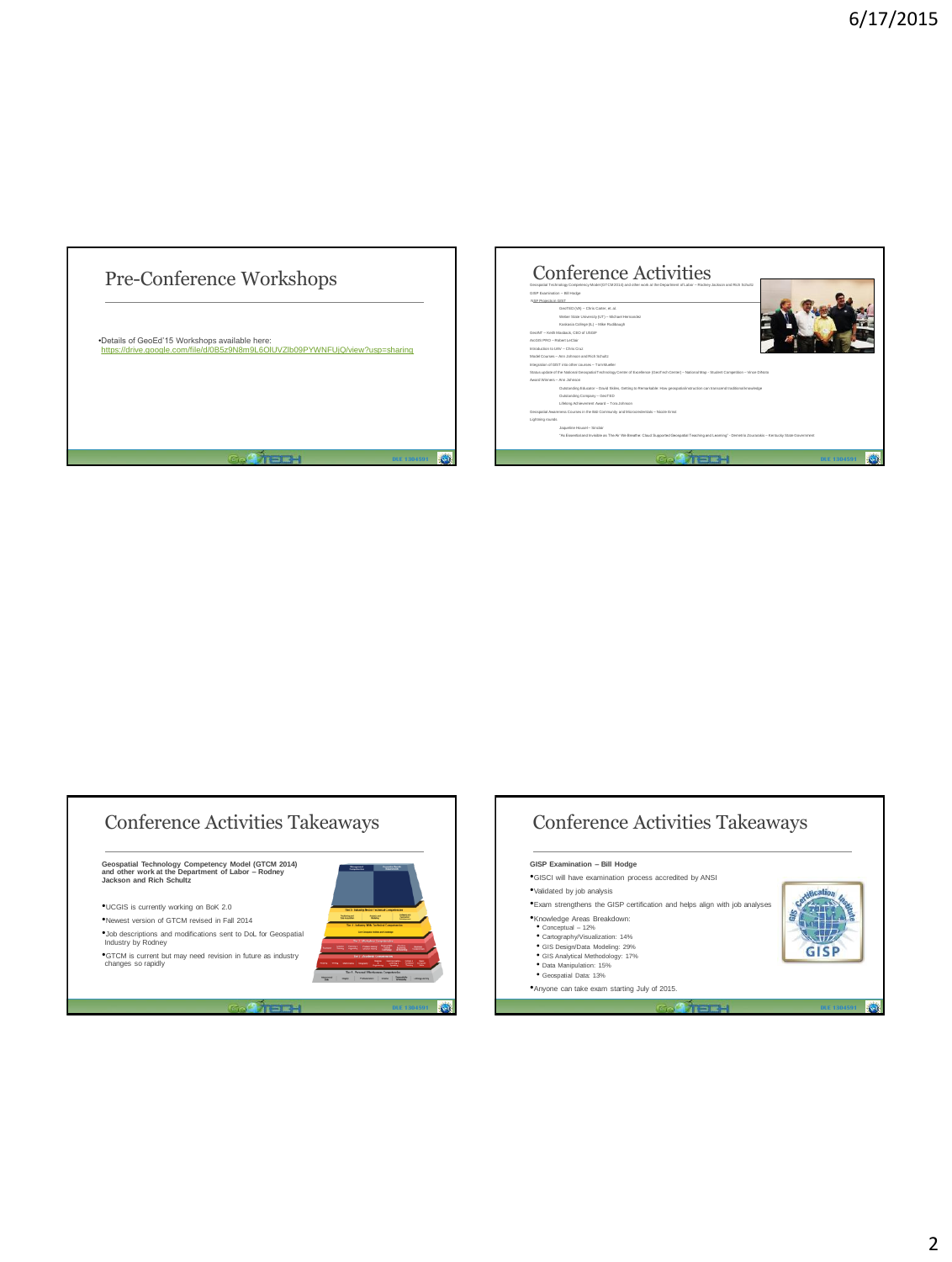## Pre-Conference Workshops

- Details of GeoEd'15 Workshops available here: https://drive.google.com/file/d/0B5z9N8m9L6OlUVZlb09PYWNFUjQ/view?usp=sharing

## Conference Activities

Geospatial Technology Competency Model (GTCM 2014) and other work at the Department of Labor – Rodney Jackson and Rich Schultz

GISP Examination – Bill Hodge

NSF Projects in iGST

- GeoTED (VA) – Chris Carter, et. al.
- Weber State University (UT) – Michael Hernandez
- Kankakee College (IL) – Mike Pruitbaugh

GeoINT – Keith Masback, CEO of USGIF

ArcGIS PRO – Robert LeClair

Introduction to UAV – Chris Cruz

Model Courses – Ann Johnson and Rich Schultz

Integration of iGST into other courses – Tom Mueller

Status update of the National Geospatial Technology Center of Excellence (GeoTech Center) – National Map – Student Competition – Vince DiNoto

Award Winners – Ann Johnson

- Outstanding Educator – David Sides, Getting to Remarkable: How geospatial instruction can transcend traditional knowledge
- Outstanding Company – GeoTED
- Lifelong Achievement Award – Tom Johnson

Geospatial Awareness Courses in the Bib Community and Microcredentials – Nicole Ernst

Lightning rounds

- Jaqueline Housel – Sinclair
- "As Essential and Invisible as The Air We Breathe: Cloud Supported Geospatial Teaching and Learning" – Demetria Zourounis – Kentucky State Government

## Conference Activities Takeaways

**Geospatial Technology Competency Model (GTCM 2014) and other work at the Department of Labor – Rodney Jackson and Rich Schultz**

- UCGIS is currently working on BoK 2.0
- Newest version of GTCM revised in Fall 2014
- Job descriptions and modifications sent to DoL for Geospatial Industry by Rodney
- GTCM is current but may need revision in future as industry changes so rapidly

## Conference Activities Takeaways

**GISP Examination – Bill Hodge**

- GISCI will have examination process accredited by ANSI
- Validated by job analysis
- Exam strengthens the GISP certification and helps align with job analyses
- Knowledge Areas Breakdown:
  - Conceptual – 12%
  - Cartography/Visualization: 14%
  - GIS Design/Data Modeling: 29%
  - GIS Analytical Methodology: 17%
  - Data Manipulation: 15%
  - Geospatial Data: 13%
- Anyone can take exam starting July of 2015.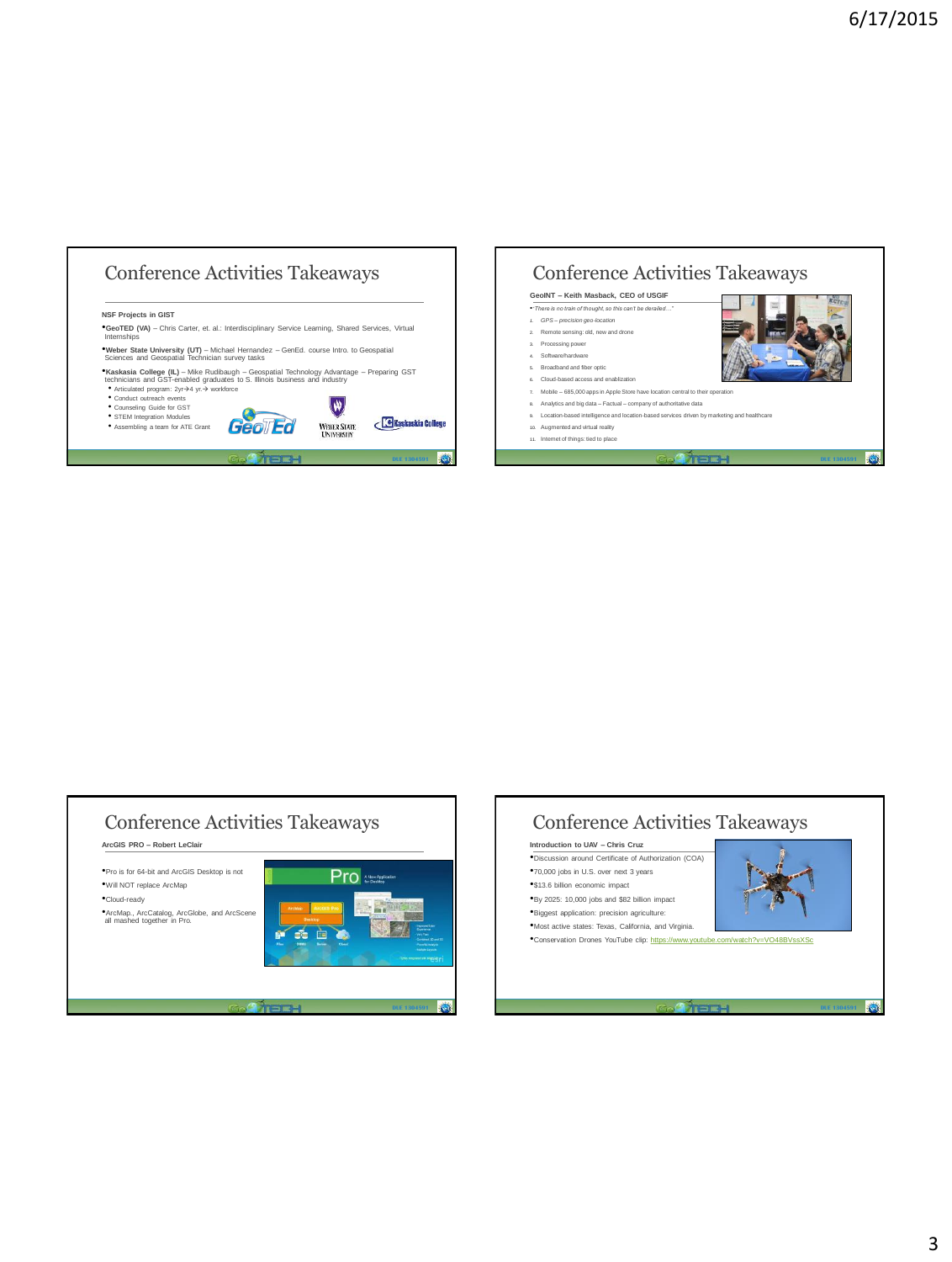## Conference Activities Takeaways

**NSF Projects in GIST**

- **GeoTED (VA)** – Chris Carter, et. al.: Interdisciplinary Service Learning, Shared Services, Virtual Internships
- **Weber State University (UT)** – Michael Hernandez – GenEd. course Intro. to Geospatial Sciences and Geospatial Technician survey tasks
- **Kaskasia College (IL)** – Mike Rudibaugh – Geospatial Technology Advantage – Preparing GST technicians and GST-enabled graduates to S. Illinois business and industry
  - Articulated program: 2yr→4 yr.→ workforce
  - Conduct outreach events
  - Counseling Guide for GST
  - STEM Integration Modules
  - Assembling a team for ATE Grant

## Conference Activities Takeaways

**GeoINT – Keith Masback, CEO of USGIF**

- *"There is no train of thought, so this can't be derailed…"*

1. *GPS – precision geo-location*
2. Remote sensing: old, new and drone
3. Processing power
4. Software/hardware
5. Broadband and fiber optic
6. Cloud-based access and enablization
7. Mobile – 685,000 apps in Apple Store have location central to their operation
8. Analytics and big data – Factual – company of authoritative data
9. Location-based intelligence and location-based services driven by marketing and healthcare
10. Augmented and virtual reality
11. Internet of things: tied to place

## Conference Activities Takeaways

**ArcGIS PRO – Robert LeClair**

- Pro is for 64-bit and ArcGIS Desktop is not
- Will NOT replace ArcMap
- Cloud-ready
- ArcMap, ArcCatalog, ArcGlobe, and ArcScene all mashed together in Pro.

## Conference Activities Takeaways

**Introduction to UAV – Chris Cruz**

- Discussion around Certificate of Authorization (COA)
- 70,000 jobs in U.S. over next 3 years
- $13.6 billion economic impact
- By 2025: 10,000 jobs and $82 billion impact
- Biggest application: precision agriculture:
- Most active states: Texas, California, and Virginia.
- Conservation Drones YouTube clip: https://www.youtube.com/watch?v=VO48BVssXSc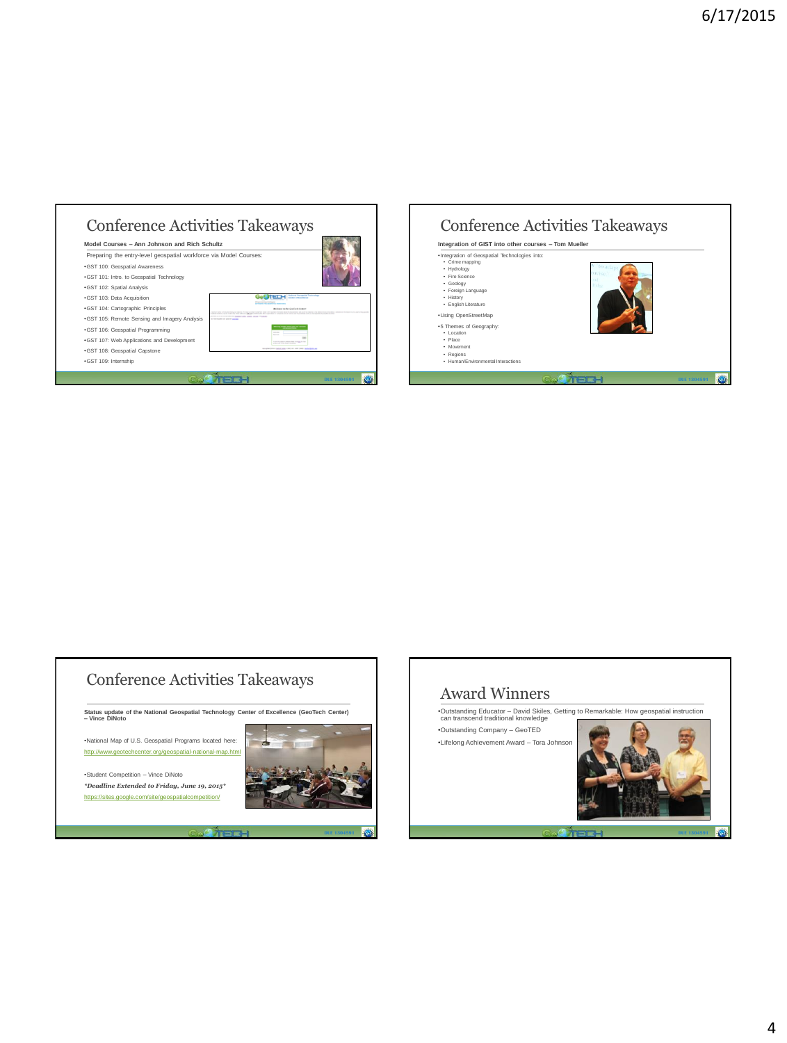## Conference Activities Takeaways

**Model Courses – Ann Johnson and Rich Schultz**

Preparing the entry-level geospatial workforce via Model Courses:

- GST 100: Geospatial Awareness
- GST 101: Intro. to Geospatial Technology
- GST 102: Spatial Analysis
- GST 103: Data Acquisition
- GST 104: Cartographic Principles
- GST 105: Remote Sensing and Imagery Analysis
- GST 106: Geospatial Programming
- GST 107: Web Applications and Development
- GST 108: Geospatial Capstone
- GST 109: Internship

## Conference Activities Takeaways

**Integration of GIST into other courses – Tom Mueller**

- Integration of Geospatial Technologies into:
  - Crime mapping
  - Hydrology
  - Fire Science
  - Geology
  - Foreign Language
  - History
  - English Literature
- Using OpenStreetMap
- 5 Themes of Geography:
  - Location
  - Place
  - Movement
  - Regions
  - Human/Environmental Interactions

## Conference Activities Takeaways

**Status update of the National Geospatial Technology Center of Excellence (GeoTech Center) – Vince DiNoto**

- National Map of U.S. Geospatial Programs located here: http://www.geotechcenter.org/geospatial-national-map.html

- Student Competition – Vince DiNoto

***Deadline Extended to Friday, June 19, 2015***

https://sites.google.com/site/geospatialcompetition/

## Award Winners

- Outstanding Educator – David Skiles, Getting to Remarkable: How geospatial instruction can transcend traditional knowledge
- Outstanding Company – GeoTED
- Lifelong Achievement Award – Tora Johnson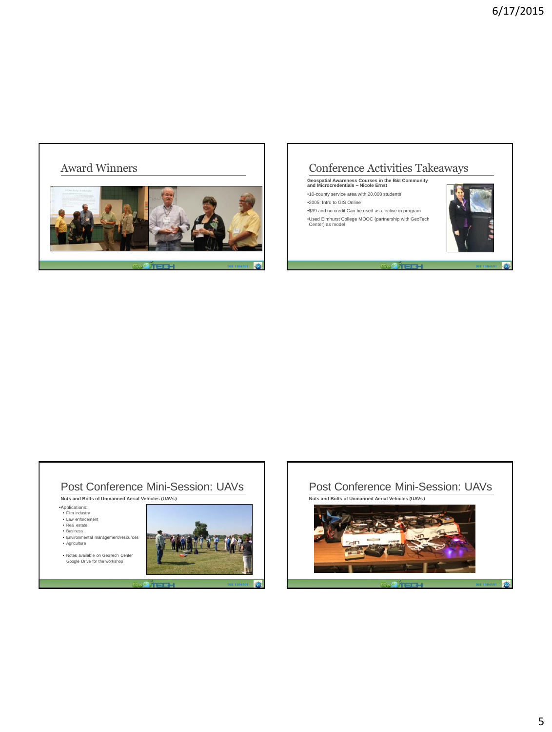## Award Winners

## Conference Activities Takeaways

**Geospatial Awareness Courses in the B&I Community and Microcredentials – Nicole Ernst**

- 10-county service area with 20,000 students
- 2005: Intro to GIS Online
- $99 and no credit Can be used as elective in program
- Used Elmhurst College MOOC (partnership with GeoTech Center) as model

## Post Conference Mini-Session: UAVs

**Nuts and Bolts of Unmanned Aerial Vehicles (UAVs)**

- Applications:
  - Film industry
  - Law enforcement
  - Real estate
  - Business
  - Environmental management/resources
  - Agriculture
  - Notes available on GeoTech Center Google Drive for the workshop

## Post Conference Mini-Session: UAVs

**Nuts and Bolts of Unmanned Aerial Vehicles (UAVs)**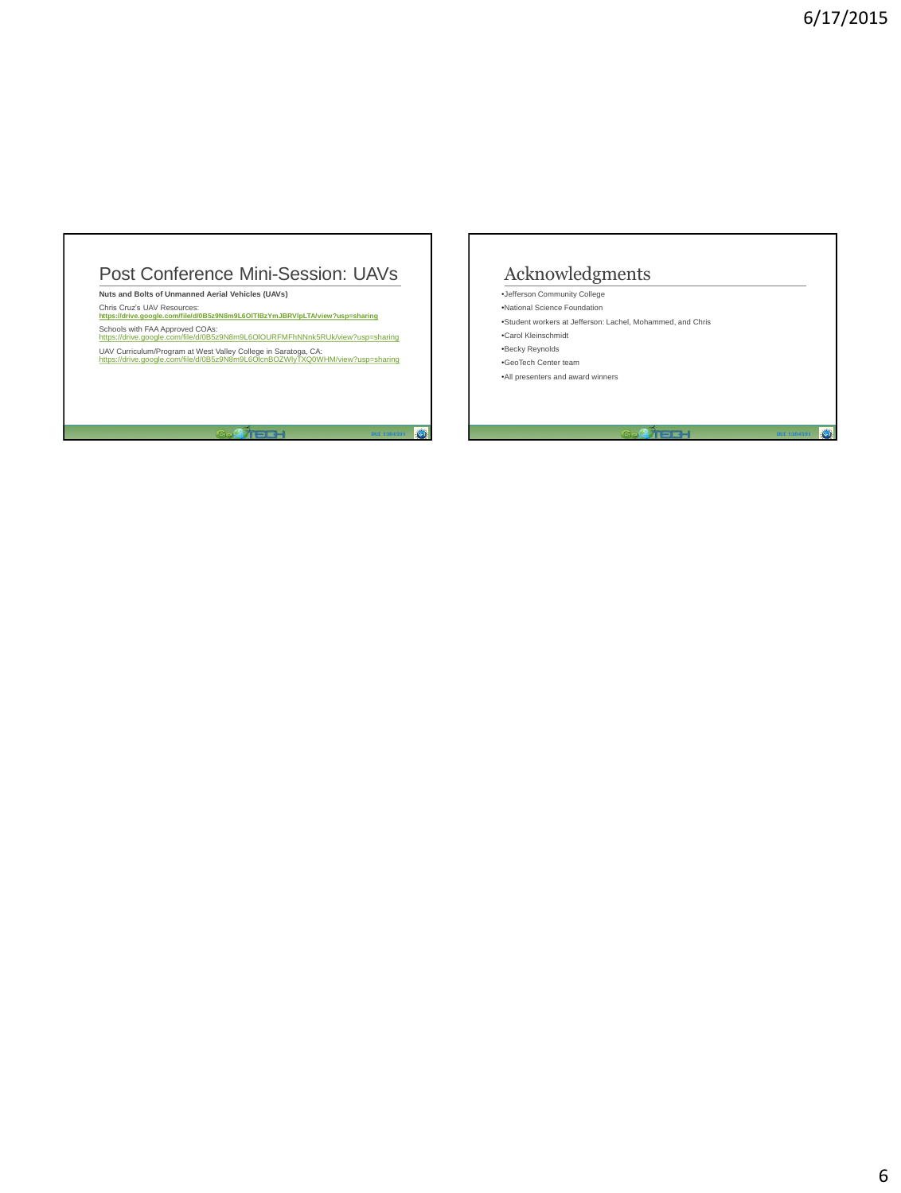# Post Conference Mini-Session: UAVs

**Nuts and Bolts of Unmanned Aerial Vehicles (UAVs)**

Chris Cruz's UAV Resources:
**https://drive.google.com/file/d/0B5z9N8m9L6OITlBzYmJBRVlpLTA/view?usp=sharing**

Schools with FAA Approved COAs:
https://drive.google.com/file/d/0B5z9N8m9L6OlOURFMFhNNnk5RUk/view?usp=sharing

UAV Curriculum/Program at West Valley College in Saratoga, CA:
https://drive.google.com/file/d/0B5z9N8m9L6OlcnBOZWlyTXQ0WHM/view?usp=sharing

# Acknowledgments

- Jefferson Community College
- National Science Foundation
- Student workers at Jefferson: Lachel, Mohammed, and Chris
- Carol Kleinschmidt
- Becky Reynolds
- GeoTech Center team
- All presenters and award winners